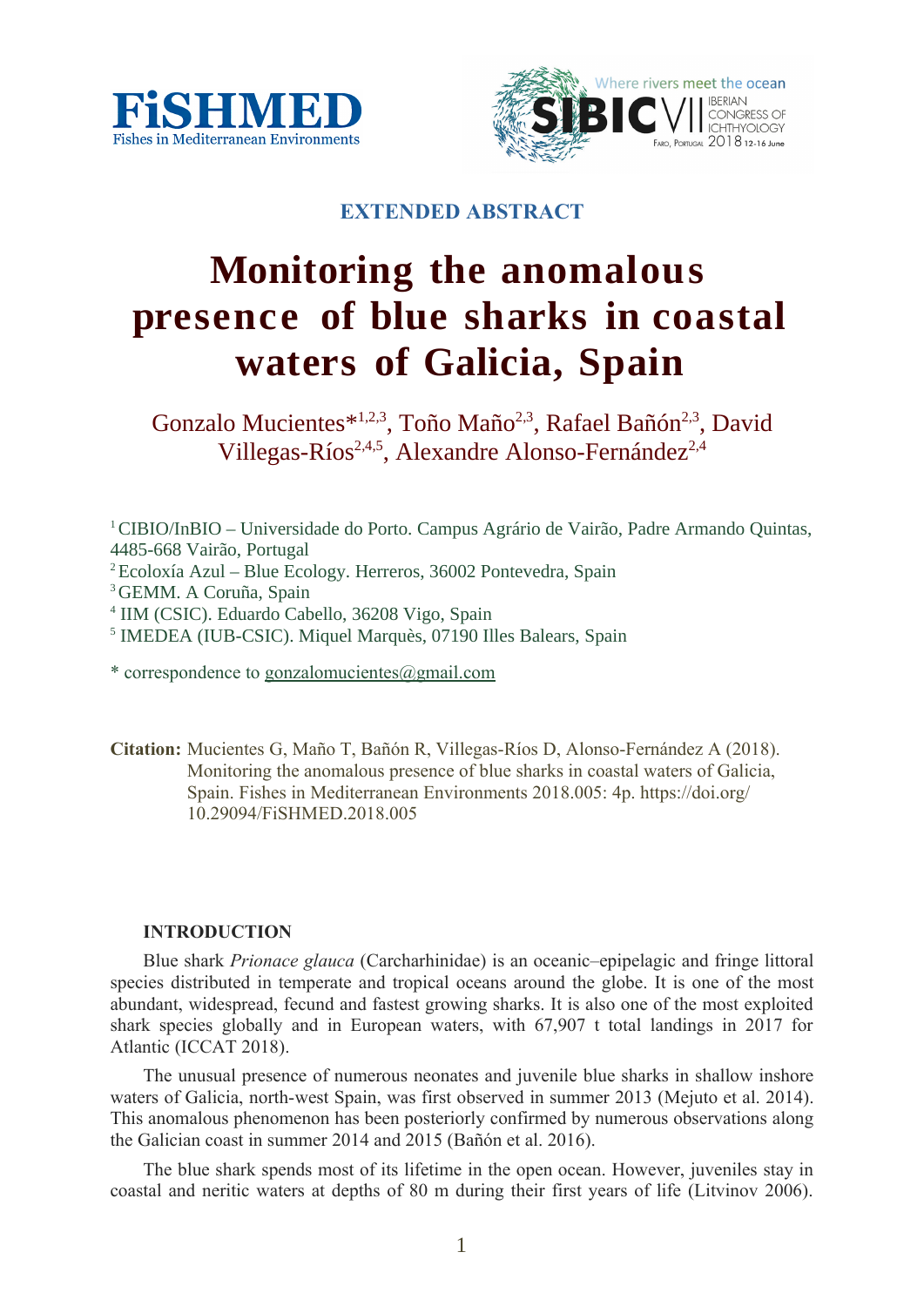EXTENDED ABSTRACT

# Monitoring the anomalous presence of blue sharks in coastal waters of Galicia, Spain

Gonzalo Mucientes*[1,2,3], Toño Maño[2,3], Rafael Bañón[2,3], David Villegas-Ríos[2,4,5], Alexandre Alonso-Fernández[2,4]

[1] CIBIO/InBIO – Universidade do Porto. Campus Agrário de Vairão, Padre Armando Quintas, 4485-668 Vairão, Portugal
[2] Ecoloxía Azul – Blue Ecology. Herreros, 36002 Pontevedra, Spain
[3] GEMM. A Coruña, Spain
[4] IIM (CSIC). Eduardo Cabello, 36208 Vigo, Spain
[5] IMEDEA (IUB-CSIC). Miquel Marquès, 07190 Illes Balears, Spain

* correspondence to gonzalomucientes@gmail.com

**Citation:** Mucientes G, Maño T, Bañón R, Villegas-Ríos D, Alonso-Fernández A (2018). Monitoring the anomalous presence of blue sharks in coastal waters of Galicia, Spain. Fishes in Mediterranean Environments 2018.005: 4p. https://doi.org/10.29094/FiSHMED.2018.005

## INTRODUCTION

Blue shark *Prionace glauca* (Carcharhinidae) is an oceanic–epipelagic and fringe littoral species distributed in temperate and tropical oceans around the globe. It is one of the most abundant, widespread, fecund and fastest growing sharks. It is also one of the most exploited shark species globally and in European waters, with 67,907 t total landings in 2017 for Atlantic (ICCAT 2018).

The unusual presence of numerous neonates and juvenile blue sharks in shallow inshore waters of Galicia, north-west Spain, was first observed in summer 2013 (Mejuto et al. 2014). This anomalous phenomenon has been posteriorly confirmed by numerous observations along the Galician coast in summer 2014 and 2015 (Bañón et al. 2016).

The blue shark spends most of its lifetime in the open ocean. However, juveniles stay in coastal and neritic waters at depths of 80 m during their first years of life (Litvinov 2006).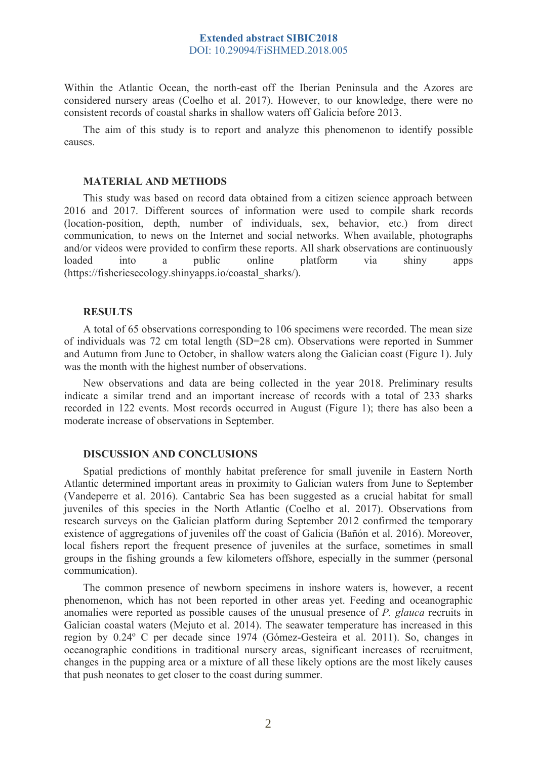Within the Atlantic Ocean, the north-east off the Iberian Peninsula and the Azores are considered nursery areas (Coelho et al. 2017). However, to our knowledge, there were no consistent records of coastal sharks in shallow waters off Galicia before 2013.

The aim of this study is to report and analyze this phenomenon to identify possible causes.

## MATERIAL AND METHODS

This study was based on record data obtained from a citizen science approach between 2016 and 2017. Different sources of information were used to compile shark records (location-position, depth, number of individuals, sex, behavior, etc.) from direct communication, to news on the Internet and social networks. When available, photographs and/or videos were provided to confirm these reports. All shark observations are continuously loaded into a public online platform via shiny apps (https://fisheriesecology.shinyapps.io/coastal_sharks/).

## RESULTS

A total of 65 observations corresponding to 106 specimens were recorded. The mean size of individuals was 72 cm total length (SD=28 cm). Observations were reported in Summer and Autumn from June to October, in shallow waters along the Galician coast (Figure 1). July was the month with the highest number of observations.

New observations and data are being collected in the year 2018. Preliminary results indicate a similar trend and an important increase of records with a total of 233 sharks recorded in 122 events. Most records occurred in August (Figure 1); there has also been a moderate increase of observations in September.

## DISCUSSION AND CONCLUSIONS

Spatial predictions of monthly habitat preference for small juvenile in Eastern North Atlantic determined important areas in proximity to Galician waters from June to September (Vandeperre et al. 2016). Cantabric Sea has been suggested as a crucial habitat for small juveniles of this species in the North Atlantic (Coelho et al. 2017). Observations from research surveys on the Galician platform during September 2012 confirmed the temporary existence of aggregations of juveniles off the coast of Galicia (Bañón et al. 2016). Moreover, local fishers report the frequent presence of juveniles at the surface, sometimes in small groups in the fishing grounds a few kilometers offshore, especially in the summer (personal communication).

The common presence of newborn specimens in inshore waters is, however, a recent phenomenon, which has not been reported in other areas yet. Feeding and oceanographic anomalies were reported as possible causes of the unusual presence of *P. glauca* recruits in Galician coastal waters (Mejuto et al. 2014). The seawater temperature has increased in this region by 0.24º C per decade since 1974 (Gómez-Gesteira et al. 2011). So, changes in oceanographic conditions in traditional nursery areas, significant increases of recruitment, changes in the pupping area or a mixture of all these likely options are the most likely causes that push neonates to get closer to the coast during summer.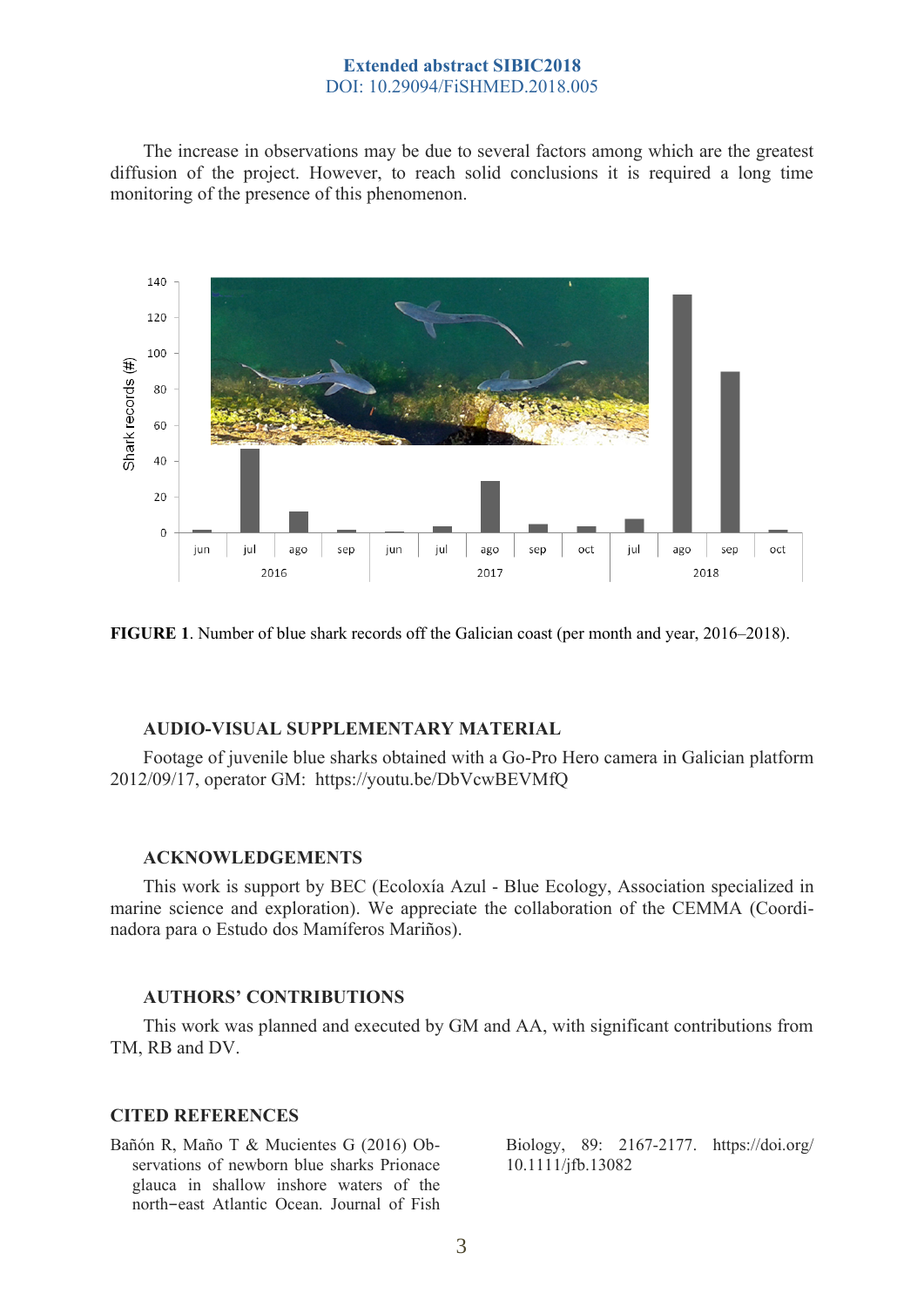The increase in observations may be due to several factors among which are the greatest diffusion of the project. However, to reach solid conclusions it is required a long time monitoring of the presence of this phenomenon.

**FIGURE 1**. Number of blue shark records off the Galician coast (per month and year, 2016–2018).

### AUDIO-VISUAL SUPPLEMENTARY MATERIAL

Footage of juvenile blue sharks obtained with a Go-Pro Hero camera in Galician platform 2012/09/17, operator GM: https://youtu.be/DbVcwBEVMfQ

### ACKNOWLEDGEMENTS

This work is support by BEC (Ecoloxía Azul - Blue Ecology, Association specialized in marine science and exploration). We appreciate the collaboration of the CEMMA (Coordinadora para o Estudo dos Mamíferos Mariños).

### AUTHORS' CONTRIBUTIONS

This work was planned and executed by GM and AA, with significant contributions from TM, RB and DV.

### CITED REFERENCES

Bañón R, Maño T & Mucientes G (2016) Observations of newborn blue sharks Prionace glauca in shallow inshore waters of the north−east Atlantic Ocean. Journal of Fish Biology, 89: 2167-2177. https://doi.org/10.1111/jfb.13082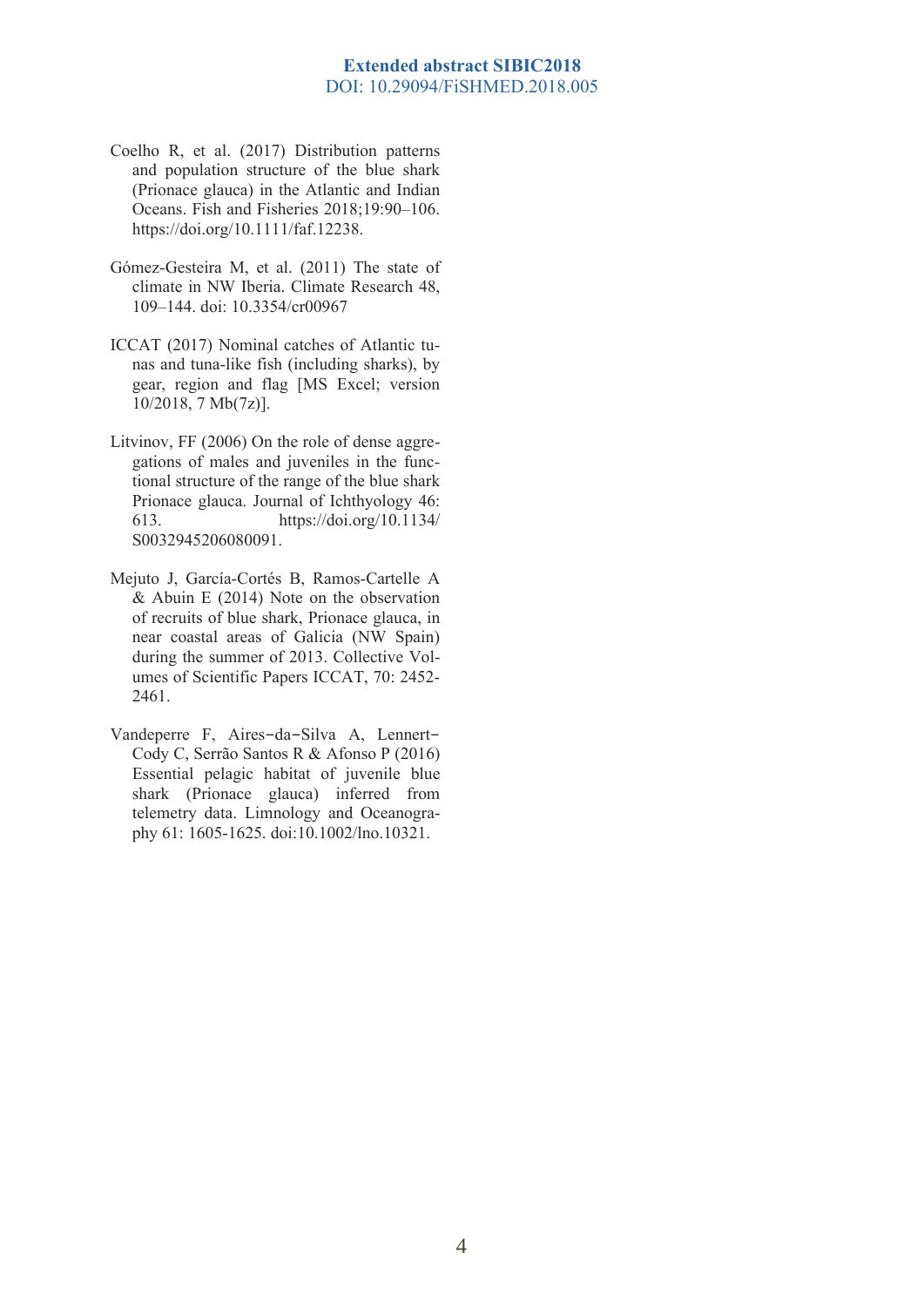Coelho R, et al. (2017) Distribution patterns and population structure of the blue shark (Prionace glauca) in the Atlantic and Indian Oceans. Fish and Fisheries 2018;19:90–106. https://doi.org/10.1111/faf.12238.

Gómez-Gesteira M, et al. (2011) The state of climate in NW Iberia. Climate Research 48, 109–144. doi: 10.3354/cr00967

ICCAT (2017) Nominal catches of Atlantic tunas and tuna-like fish (including sharks), by gear, region and flag [MS Excel; version 10/2018, 7 Mb(7z)].

Litvinov, FF (2006) On the role of dense aggregations of males and juveniles in the functional structure of the range of the blue shark Prionace glauca. Journal of Ichthyology 46: 613. https://doi.org/10.1134/S0032945206080091.

Mejuto J, García-Cortés B, Ramos-Cartelle A & Abuin E (2014) Note on the observation of recruits of blue shark, Prionace glauca, in near coastal areas of Galicia (NW Spain) during the summer of 2013. Collective Volumes of Scientific Papers ICCAT, 70: 2452-2461.

Vandeperre F, Aires‑da‑Silva A, Lennert‑Cody C, Serrão Santos R & Afonso P (2016) Essential pelagic habitat of juvenile blue shark (Prionace glauca) inferred from telemetry data. Limnology and Oceanography 61: 1605-1625. doi:10.1002/lno.10321.